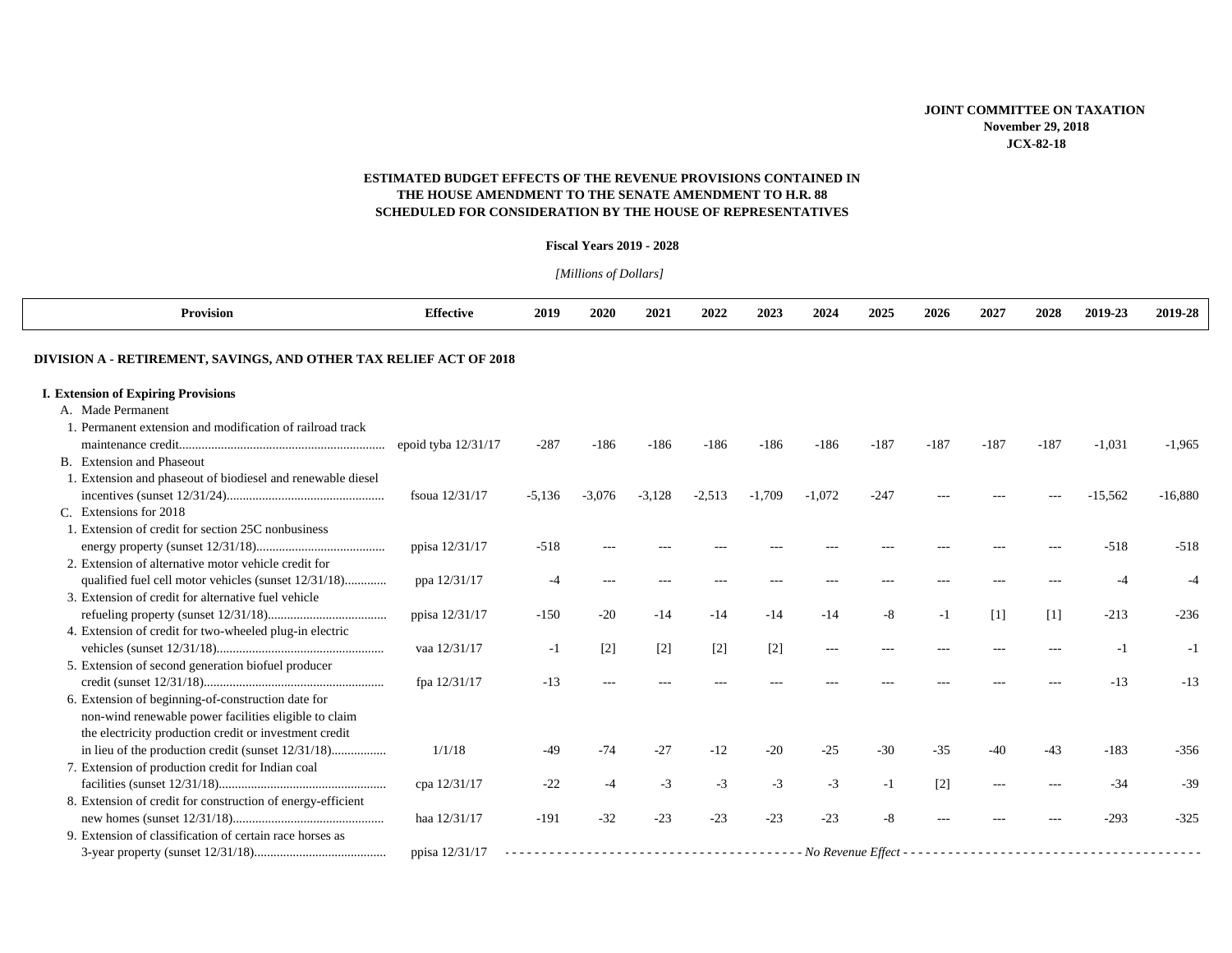**JOINT COMMITTEE ON TAXATION**
**November 29, 2018**
**JCX-82-18**

## ESTIMATED BUDGET EFFECTS OF THE REVENUE PROVISIONS CONTAINED IN THE HOUSE AMENDMENT TO THE SENATE AMENDMENT TO H.R. 88 SCHEDULED FOR CONSIDERATION BY THE HOUSE OF REPRESENTATIVES

**Fiscal Years 2019 - 2028**

*[Millions of Dollars]*

| Provision | Effective | 2019 | 2020 | 2021 | 2022 | 2023 | 2024 | 2025 | 2026 | 2027 | 2028 | 2019-23 | 2019-28 |
|---|---|---|---|---|---|---|---|---|---|---|---|---|---|
| **DIVISION A - RETIREMENT, SAVINGS, AND OTHER TAX RELIEF ACT OF 2018** | | | | | | | | | | | | | |
| **I. Extension of Expiring Provisions** | | | | | | | | | | | | | |
| A. Made Permanent | | | | | | | | | | | | | |
| 1. Permanent extension and modification of railroad track maintenance credit | epoid tyba 12/31/17 | -287 | -186 | -186 | -186 | -186 | -186 | -187 | -187 | -187 | -187 | -1,031 | -1,965 |
| B. Extension and Phaseout | | | | | | | | | | | | | |
| 1. Extension and phaseout of biodiesel and renewable diesel incentives (sunset 12/31/24) | fsoua 12/31/17 | -5,136 | -3,076 | -3,128 | -2,513 | -1,709 | -1,072 | -247 | --- | --- | --- | -15,562 | -16,880 |
| C. Extensions for 2018 | | | | | | | | | | | | | |
| 1. Extension of credit for section 25C nonbusiness energy property (sunset 12/31/18) | ppisa 12/31/17 | -518 | --- | --- | --- | --- | --- | --- | --- | --- | --- | -518 | -518 |
| 2. Extension of alternative motor vehicle credit for qualified fuel cell motor vehicles (sunset 12/31/18) | ppa 12/31/17 | -4 | --- | --- | --- | --- | --- | --- | --- | --- | --- | -4 | -4 |
| 3. Extension of credit for alternative fuel vehicle refueling property (sunset 12/31/18) | ppisa 12/31/17 | -150 | -20 | -14 | -14 | -14 | -14 | -8 | -1 | [1] | [1] | -213 | -236 |
| 4. Extension of credit for two-wheeled plug-in electric vehicles (sunset 12/31/18) | vaa 12/31/17 | -1 | [2] | [2] | [2] | [2] | --- | --- | --- | --- | --- | -1 | -1 |
| 5. Extension of second generation biofuel producer credit (sunset 12/31/18) | fpa 12/31/17 | -13 | --- | --- | --- | --- | --- | --- | --- | --- | --- | -13 | -13 |
| 6. Extension of beginning-of-construction date for non-wind renewable power facilities eligible to claim the electricity production credit or investment credit in lieu of the production credit (sunset 12/31/18) | 1/1/18 | -49 | -74 | -27 | -12 | -20 | -25 | -30 | -35 | -40 | -43 | -183 | -356 |
| 7. Extension of production credit for Indian coal facilities (sunset 12/31/18) | cpa 12/31/17 | -22 | -4 | -3 | -3 | -3 | -3 | -1 | [2] | --- | --- | -34 | -39 |
| 8. Extension of credit for construction of energy-efficient new homes (sunset 12/31/18) | haa 12/31/17 | -191 | -32 | -23 | -23 | -23 | -23 | -8 | --- | --- | --- | -293 | -325 |
| 9. Extension of classification of certain race horses as 3-year property (sunset 12/31/18) | ppisa 12/31/17 | *No Revenue Effect* | | | | | | | | | | | |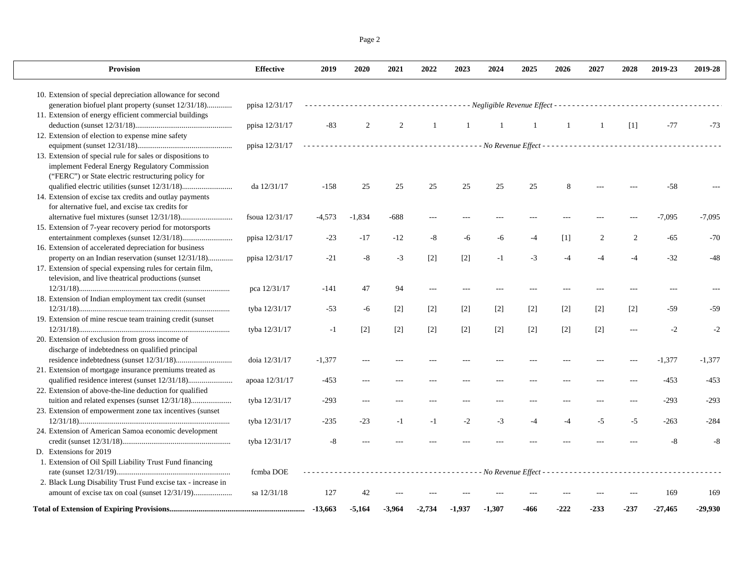| Provision | Effective | 2019 | 2020 | 2021 | 2022 | 2023 | 2024 | 2025 | 2026 | 2027 | 2028 | 2019-23 | 2019-28 |
|---|---|---|---|---|---|---|---|---|---|---|---|---|---|
| 10. Extension of special depreciation allowance for second generation biofuel plant property (sunset 12/31/18)............ | ppisa 12/31/17 | *Negligible Revenue Effect* | | | | | | | | | | | |
| 11. Extension of energy efficient commercial buildings deduction (sunset 12/31/18)................................................. | ppisa 12/31/17 | -83 | 2 | 2 | 1 | 1 | 1 | 1 | 1 | 1 | [1] | -77 | -73 |
| 12. Extension of election to expense mine safety equipment (sunset 12/31/18)................................................ | ppisa 12/31/17 | *No Revenue Effect* | | | | | | | | | | | |
| 13. Extension of special rule for sales or dispositions to implement Federal Energy Regulatory Commission ("FERC") or State electric restructuring policy for qualified electric utilities (sunset 12/31/18).......................... | da 12/31/17 | -158 | 25 | 25 | 25 | 25 | 25 | 25 | 8 | --- | --- | -58 | --- |
| 14. Extension of excise tax credits and outlay payments for alternative fuel, and excise tax credits for alternative fuel mixtures (sunset 12/31/18).......................... | fsoua 12/31/17 | -4,573 | -1,834 | -688 | --- | --- | --- | --- | --- | --- | --- | -7,095 | -7,095 |
| 15. Extension of 7-year recovery period for motorsports entertainment complexes (sunset 12/31/18)......................... | ppisa 12/31/17 | -23 | -17 | -12 | -8 | -6 | -6 | -4 | [1] | 2 | 2 | -65 | -70 |
| 16. Extension of accelerated depreciation for business property on an Indian reservation (sunset 12/31/18)............ | ppisa 12/31/17 | -21 | -8 | -3 | [2] | [2] | -1 | -3 | -4 | -4 | -4 | -32 | -48 |
| 17. Extension of special expensing rules for certain film, television, and live theatrical productions (sunset 12/31/18)............................................................................ | pca 12/31/17 | -141 | 47 | 94 | --- | --- | --- | --- | --- | --- | --- | --- | --- |
| 18. Extension of Indian employment tax credit (sunset 12/31/18)............................................................................ | tyba 12/31/17 | -53 | -6 | [2] | [2] | [2] | [2] | [2] | [2] | [2] | [2] | -59 | -59 |
| 19. Extension of mine rescue team training credit (sunset 12/31/18)............................................................................ | tyba 12/31/17 | -1 | [2] | [2] | [2] | [2] | [2] | [2] | [2] | [2] | --- | -2 | -2 |
| 20. Extension of exclusion from gross income of discharge of indebtedness on qualified principal residence indebtedness (sunset 12/31/18)............................ | doia 12/31/17 | -1,377 | --- | --- | --- | --- | --- | --- | --- | --- | --- | -1,377 | -1,377 |
| 21. Extension of mortgage insurance premiums treated as qualified residence interest (sunset 12/31/18)....................... | apoaa 12/31/17 | -453 | --- | --- | --- | --- | --- | --- | --- | --- | --- | -453 | -453 |
| 22. Extension of above-the-line deduction for qualified tuition and related expenses (sunset 12/31/18).................... | tyba 12/31/17 | -293 | --- | --- | --- | --- | --- | --- | --- | --- | --- | -293 | -293 |
| 23. Extension of empowerment zone tax incentives (sunset 12/31/18)............................................................................ | tyba 12/31/17 | -235 | -23 | -1 | -1 | -2 | -3 | -4 | -4 | -5 | -5 | -263 | -284 |
| 24. Extension of American Samoa economic development credit (sunset 12/31/18)....................................................... | tyba 12/31/17 | -8 | --- | --- | --- | --- | --- | --- | --- | --- | --- | -8 | -8 |
| D. Extensions for 2019 | | | | | | | | | | | | | |
| 1. Extension of Oil Spill Liability Trust Fund financing rate (sunset 12/31/19).......................................................... | fcmba DOE | *No Revenue Effect* | | | | | | | | | | | |
| 2. Black Lung Disability Trust Fund excise tax - increase in amount of excise tax on coal (sunset 12/31/19).................... | sa 12/31/18 | 127 | 42 | --- | --- | --- | --- | --- | --- | --- | --- | 169 | 169 |
| **Total of Extension of Expiring Provisions**.................................................................... | | **-13,663** | **-5,164** | **-3,964** | **-2,734** | **-1,937** | **-1,307** | **-466** | **-222** | **-233** | **-237** | **-27,465** | **-29,930** |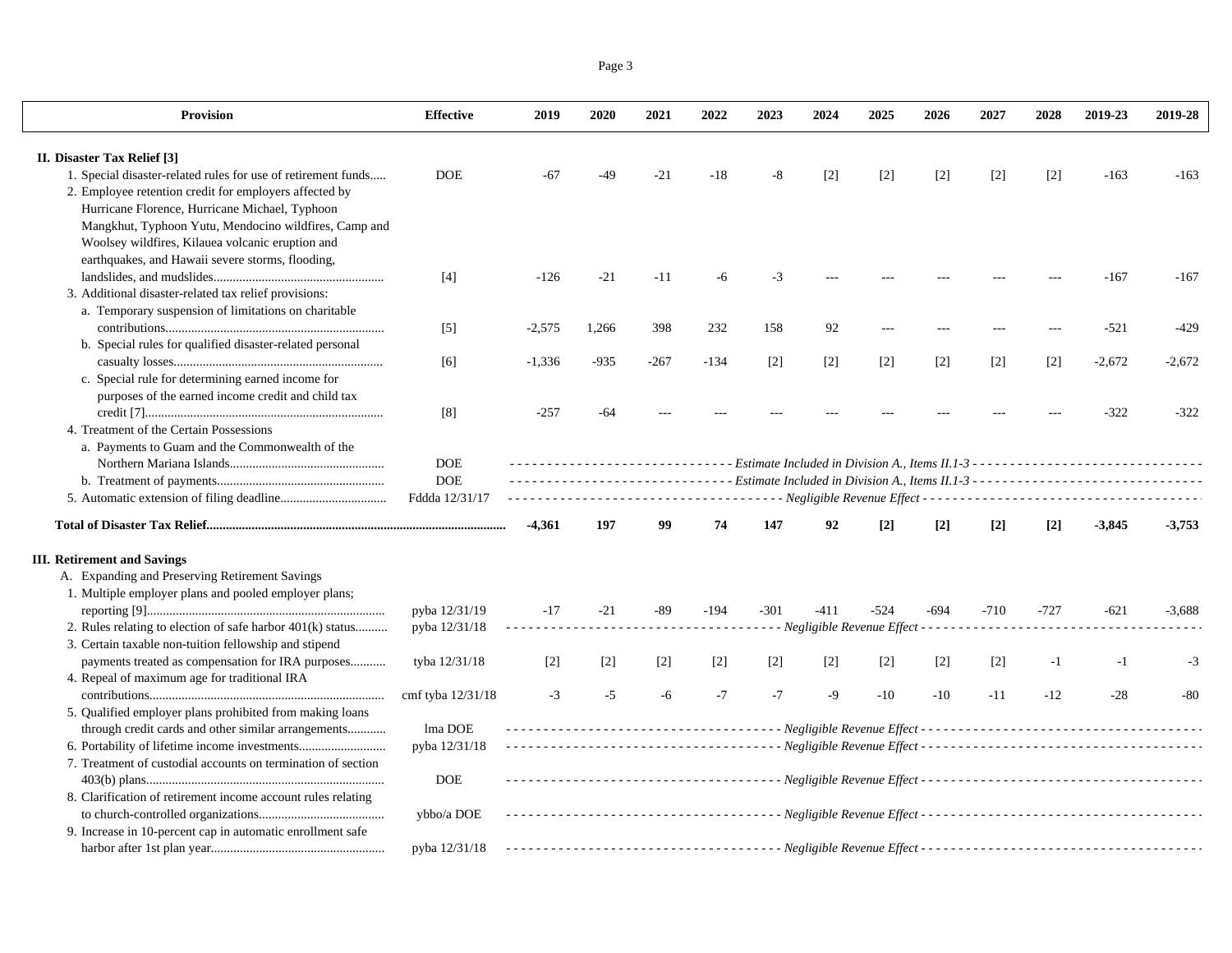| Provision | Effective | 2019 | 2020 | 2021 | 2022 | 2023 | 2024 | 2025 | 2026 | 2027 | 2028 | 2019-23 | 2019-28 |
|---|---|---|---|---|---|---|---|---|---|---|---|---|---|
| **II. Disaster Tax Relief [3]** | | | | | | | | | | | | | |
| 1. Special disaster-related rules for use of retirement funds..... | DOE | -67 | -49 | -21 | -18 | -8 | [2] | [2] | [2] | [2] | [2] | -163 | -163 |
| 2. Employee retention credit for employers affected by Hurricane Florence, Hurricane Michael, Typhoon Mangkhut, Typhoon Yutu, Mendocino wildfires, Camp and Woolsey wildfires, Kilauea volcanic eruption and earthquakes, and Hawaii severe storms, flooding, landslides, and mudslides.................................................... | [4] | -126 | -21 | -11 | -6 | -3 | --- | --- | --- | --- | --- | -167 | -167 |
| 3. Additional disaster-related tax relief provisions: | | | | | | | | | | | | | |
| a. Temporary suspension of limitations on charitable contributions................................................................... | [5] | -2,575 | 1,266 | 398 | 232 | 158 | 92 | --- | --- | --- | --- | -521 | -429 |
| b. Special rules for qualified disaster-related personal casualty losses................................................................ | [6] | -1,336 | -935 | -267 | -134 | [2] | [2] | [2] | [2] | [2] | [2] | -2,672 | -2,672 |
| c. Special rule for determining earned income for purposes of the earned income credit and child tax credit [7]......................................................................... | [8] | -257 | -64 | --- | --- | --- | --- | --- | --- | --- | --- | -322 | -322 |
| 4. Treatment of the Certain Possessions | | | | | | | | | | | | | |
| a. Payments to Guam and the Commonwealth of the Northern Mariana Islands................................................ | DOE | *Estimate Included in Division A., Items II.1-3* | | | | | | | | | | | |
| b. Treatment of payments................................................... | DOE | *Estimate Included in Division A., Items II.1-3* | | | | | | | | | | | |
| 5. Automatic extension of filing deadline................................ | Fddda 12/31/17 | *Negligible Revenue Effect* | | | | | | | | | | | |
| **Total of Disaster Tax Relief**............................................................................................. | | **-4,361** | **197** | **99** | **74** | **147** | **92** | **[2]** | **[2]** | **[2]** | **[2]** | **-3,845** | **-3,753** |
| **III. Retirement and Savings** | | | | | | | | | | | | | |
| A. Expanding and Preserving Retirement Savings | | | | | | | | | | | | | |
| 1. Multiple employer plans and pooled employer plans; reporting [9]......................................................................... | pyba 12/31/19 | -17 | -21 | -89 | -194 | -301 | -411 | -524 | -694 | -710 | -727 | -621 | -3,688 |
| 2. Rules relating to election of safe harbor 401(k) status.......... | pyba 12/31/18 | *Negligible Revenue Effect* | | | | | | | | | | | |
| 3. Certain taxable non-tuition fellowship and stipend payments treated as compensation for IRA purposes........... | tyba 12/31/18 | [2] | [2] | [2] | [2] | [2] | [2] | [2] | [2] | [2] | -1 | -1 | -3 |
| 4. Repeal of maximum age for traditional IRA contributions......................................................................... | cmf tyba 12/31/18 | -3 | -5 | -6 | -7 | -7 | -9 | -10 | -10 | -11 | -12 | -28 | -80 |
| 5. Qualified employer plans prohibited from making loans through credit cards and other similar arrangements............ | lma DOE | *Negligible Revenue Effect* | | | | | | | | | | | |
| 6. Portability of lifetime income investments........................... | pyba 12/31/18 | *Negligible Revenue Effect* | | | | | | | | | | | |
| 7. Treatment of custodial accounts on termination of section 403(b) plans......................................................................... | DOE | *Negligible Revenue Effect* | | | | | | | | | | | |
| 8. Clarification of retirement income account rules relating to church-controlled organizations....................................... | ybbo/a DOE | *Negligible Revenue Effect* | | | | | | | | | | | |
| 9. Increase in 10-percent cap in automatic enrollment safe harbor after 1st plan year..................................................... | pyba 12/31/18 | *Negligible Revenue Effect* | | | | | | | | | | | |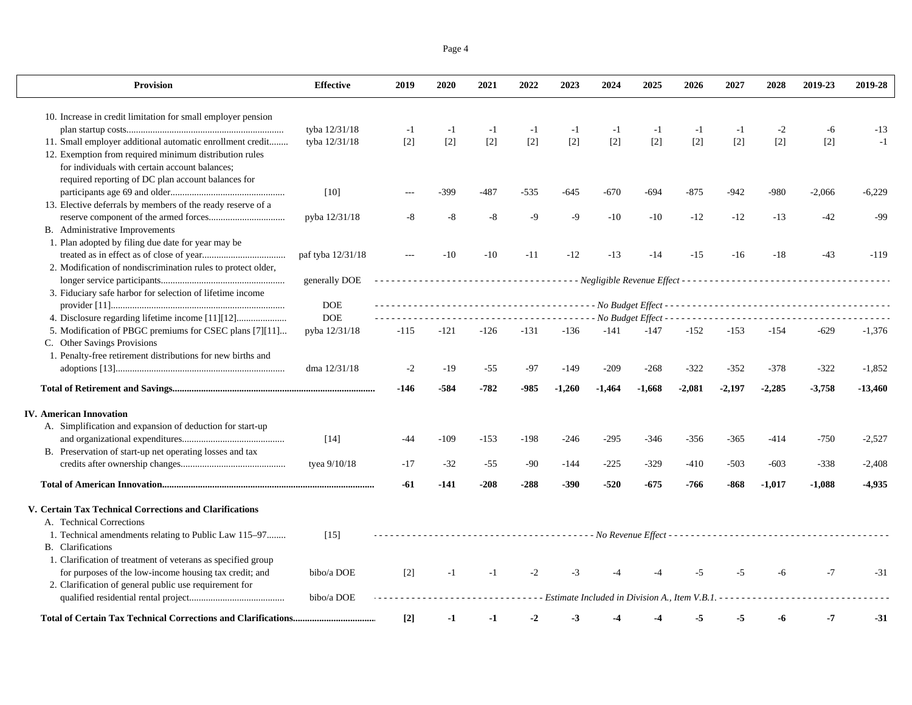| Provision | Effective | 2019 | 2020 | 2021 | 2022 | 2023 | 2024 | 2025 | 2026 | 2027 | 2028 | 2019-23 | 2019-28 |
|---|---|---|---|---|---|---|---|---|---|---|---|---|---|
| 10. Increase in credit limitation for small employer pension plan startup costs | tyba 12/31/18 | -1 | -1 | -1 | -1 | -1 | -1 | -1 | -1 | -1 | -2 | -6 | -13 |
| 11. Small employer additional automatic enrollment credit | tyba 12/31/18 | [2] | [2] | [2] | [2] | [2] | [2] | [2] | [2] | [2] | [2] | [2] | -1 |
| 12. Exemption from required minimum distribution rules for individuals with certain account balances; required reporting of DC plan account balances for participants age 69 and older | [10] | --- | -399 | -487 | -535 | -645 | -670 | -694 | -875 | -942 | -980 | -2,066 | -6,229 |
| 13. Elective deferrals by members of the ready reserve of a reserve component of the armed forces | pyba 12/31/18 | -8 | -8 | -8 | -9 | -9 | -10 | -10 | -12 | -12 | -13 | -42 | -99 |
| B. Administrative Improvements | | | | | | | | | | | | | |
| 1. Plan adopted by filing due date for year may be treated as in effect as of close of year | paf tyba 12/31/18 | --- | -10 | -10 | -11 | -12 | -13 | -14 | -15 | -16 | -18 | -43 | -119 |
| 2. Modification of nondiscrimination rules to protect older, longer service participants | generally DOE | *Negligible Revenue Effect* | | | | | | | | | | | |
| 3. Fiduciary safe harbor for selection of lifetime income provider [11] | DOE | *No Budget Effect* | | | | | | | | | | | |
| 4. Disclosure regarding lifetime income [11][12] | DOE | *No Budget Effect* | | | | | | | | | | | |
| 5. Modification of PBGC premiums for CSEC plans [7][11] | pyba 12/31/18 | -115 | -121 | -126 | -131 | -136 | -141 | -147 | -152 | -153 | -154 | -629 | -1,376 |
| C. Other Savings Provisions | | | | | | | | | | | | | |
| 1. Penalty-free retirement distributions for new births and adoptions [13] | dma 12/31/18 | -2 | -19 | -55 | -97 | -149 | -209 | -268 | -322 | -352 | -378 | -322 | -1,852 |
| **Total of Retirement and Savings** | | **-146** | **-584** | **-782** | **-985** | **-1,260** | **-1,464** | **-1,668** | **-2,081** | **-2,197** | **-2,285** | **-3,758** | **-13,460** |
| **IV. American Innovation** | | | | | | | | | | | | | |
| A. Simplification and expansion of deduction for start-up and organizational expenditures | [14] | -44 | -109 | -153 | -198 | -246 | -295 | -346 | -356 | -365 | -414 | -750 | -2,527 |
| B. Preservation of start-up net operating losses and tax credits after ownership changes | tyea 9/10/18 | -17 | -32 | -55 | -90 | -144 | -225 | -329 | -410 | -503 | -603 | -338 | -2,408 |
| **Total of American Innovation** | | **-61** | **-141** | **-208** | **-288** | **-390** | **-520** | **-675** | **-766** | **-868** | **-1,017** | **-1,088** | **-4,935** |
| **V. Certain Tax Technical Corrections and Clarifications** | | | | | | | | | | | | | |
| A. Technical Corrections | | | | | | | | | | | | | |
| 1. Technical amendments relating to Public Law 115–97 | [15] | *No Revenue Effect* | | | | | | | | | | | |
| B. Clarifications | | | | | | | | | | | | | |
| 1. Clarification of treatment of veterans as specified group for purposes of the low-income housing tax credit; and | bibo/a DOE | [2] | -1 | -1 | -2 | -3 | -4 | -4 | -5 | -5 | -6 | -7 | -31 |
| 2. Clarification of general public use requirement for qualified residential rental project | bibo/a DOE | *Estimate Included in Division A., Item V.B.1.* | | | | | | | | | | | |
| **Total of Certain Tax Technical Corrections and Clarifications** | | **[2]** | **-1** | **-1** | **-2** | **-3** | **-4** | **-4** | **-5** | **-5** | **-6** | **-7** | **-31** |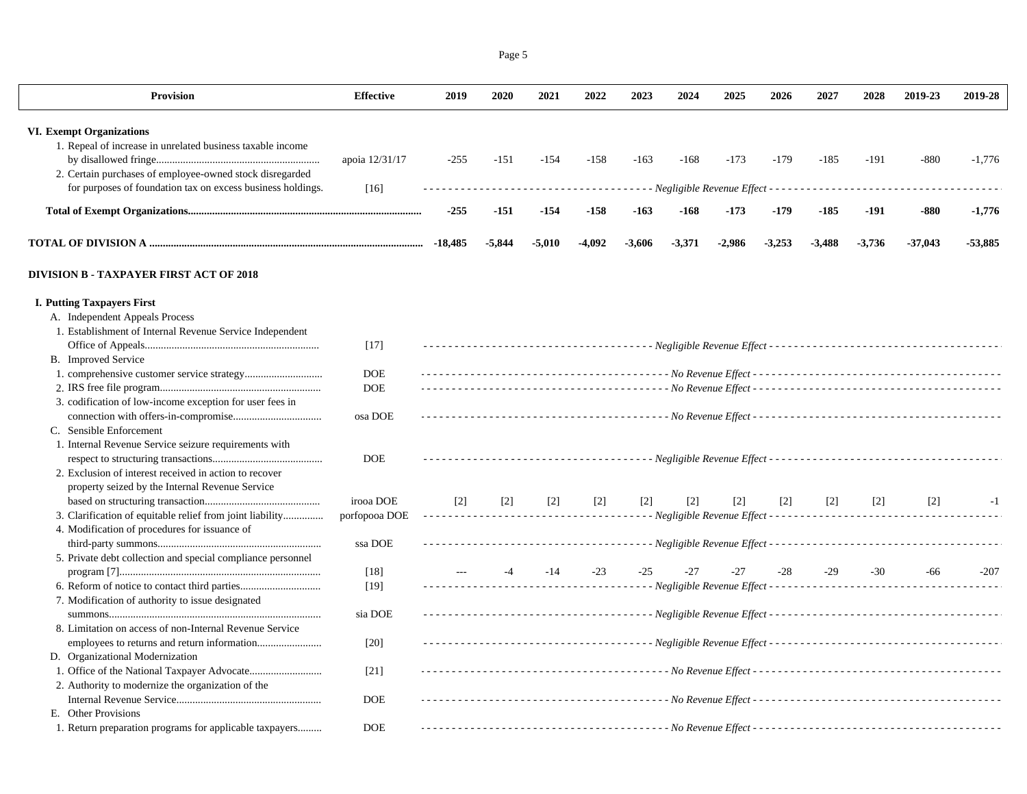| Provision | Effective | 2019 | 2020 | 2021 | 2022 | 2023 | 2024 | 2025 | 2026 | 2027 | 2028 | 2019-23 | 2019-28 |
|---|---|---|---|---|---|---|---|---|---|---|---|---|---|
| **VI. Exempt Organizations** | | | | | | | | | | | | | |
| 1. Repeal of increase in unrelated business taxable income by disallowed fringe | apoia 12/31/17 | -255 | -151 | -154 | -158 | -163 | -168 | -173 | -179 | -185 | -191 | -880 | -1,776 |
| 2. Certain purchases of employee-owned stock disregarded for purposes of foundation tax on excess business holdings. | [16] | *Negligible Revenue Effect* | | | | | | | | | | | |
| **Total of Exempt Organizations** | | **-255** | **-151** | **-154** | **-158** | **-163** | **-168** | **-173** | **-179** | **-185** | **-191** | **-880** | **-1,776** |
| **TOTAL OF DIVISION A** | | **-18,485** | **-5,844** | **-5,010** | **-4,092** | **-3,606** | **-3,371** | **-2,986** | **-3,253** | **-3,488** | **-3,736** | **-37,043** | **-53,885** |
| **DIVISION B - TAXPAYER FIRST ACT OF 2018** | | | | | | | | | | | | | |
| **I. Putting Taxpayers First** | | | | | | | | | | | | | |
| A. Independent Appeals Process | | | | | | | | | | | | | |
| 1. Establishment of Internal Revenue Service Independent Office of Appeals | [17] | *Negligible Revenue Effect* | | | | | | | | | | | |
| B. Improved Service | | | | | | | | | | | | | |
| 1. comprehensive customer service strategy | DOE | *No Revenue Effect* | | | | | | | | | | | |
| 2. IRS free file program | DOE | *No Revenue Effect* | | | | | | | | | | | |
| 3. codification of low-income exception for user fees in connection with offers-in-compromise | osa DOE | *No Revenue Effect* | | | | | | | | | | | |
| C. Sensible Enforcement | | | | | | | | | | | | | |
| 1. Internal Revenue Service seizure requirements with respect to structuring transactions | DOE | *Negligible Revenue Effect* | | | | | | | | | | | |
| 2. Exclusion of interest received in action to recover property seized by the Internal Revenue Service based on structuring transaction | irooa DOE | [2] | [2] | [2] | [2] | [2] | [2] | [2] | [2] | [2] | [2] | [2] | -1 |
| 3. Clarification of equitable relief from joint liability | porfopooa DOE | *Negligible Revenue Effect* | | | | | | | | | | | |
| 4. Modification of procedures for issuance of third-party summons | ssa DOE | *Negligible Revenue Effect* | | | | | | | | | | | |
| 5. Private debt collection and special compliance personnel program [7] | [18] | --- | -4 | -14 | -23 | -25 | -27 | -27 | -28 | -29 | -30 | -66 | -207 |
| 6. Reform of notice to contact third parties | [19] | *Negligible Revenue Effect* | | | | | | | | | | | |
| 7. Modification of authority to issue designated summons | sia DOE | *Negligible Revenue Effect* | | | | | | | | | | | |
| 8. Limitation on access of non-Internal Revenue Service employees to returns and return information | [20] | *Negligible Revenue Effect* | | | | | | | | | | | |
| D. Organizational Modernization | | | | | | | | | | | | | |
| 1. Office of the National Taxpayer Advocate | [21] | *No Revenue Effect* | | | | | | | | | | | |
| 2. Authority to modernize the organization of the Internal Revenue Service | DOE | *No Revenue Effect* | | | | | | | | | | | |
| E. Other Provisions | | | | | | | | | | | | | |
| 1. Return preparation programs for applicable taxpayers | DOE | *No Revenue Effect* | | | | | | | | | | | |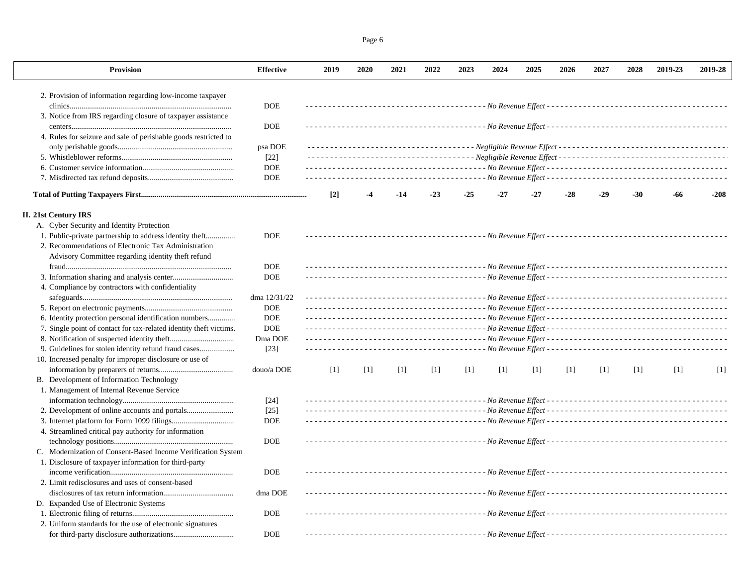| Provision | Effective | 2019 | 2020 | 2021 | 2022 | 2023 | 2024 | 2025 | 2026 | 2027 | 2028 | 2019-23 | 2019-28 |
|---|---|---|---|---|---|---|---|---|---|---|---|---|---|
| 2. Provision of information regarding low-income taxpayer clinics | DOE | *No Revenue Effect* | | | | | | | | | | | |
| 3. Notice from IRS regarding closure of taxpayer assistance centers | DOE | *No Revenue Effect* | | | | | | | | | | | |
| 4. Rules for seizure and sale of perishable goods restricted to only perishable goods | psa DOE | *Negligible Revenue Effect* | | | | | | | | | | | |
| 5. Whistleblower reforms | [22] | *Negligible Revenue Effect* | | | | | | | | | | | |
| 6. Customer service information | DOE | *No Revenue Effect* | | | | | | | | | | | |
| 7. Misdirected tax refund deposits | DOE | *No Revenue Effect* | | | | | | | | | | | |
| **Total of Putting Taxpayers First** | | **[2]** | **-4** | **-14** | **-23** | **-25** | **-27** | **-27** | **-28** | **-29** | **-30** | **-66** | **-208** |
| **II. 21st Century IRS** | | | | | | | | | | | | | |
| A. Cyber Security and Identity Protection | | | | | | | | | | | | | |
| 1. Public-private partnership to address identity theft | DOE | *No Revenue Effect* | | | | | | | | | | | |
| 2. Recommendations of Electronic Tax Administration Advisory Committee regarding identity theft refund fraud | DOE | *No Revenue Effect* | | | | | | | | | | | |
| 3. Information sharing and analysis center | DOE | *No Revenue Effect* | | | | | | | | | | | |
| 4. Compliance by contractors with confidentiality safeguards | dma 12/31/22 | *No Revenue Effect* | | | | | | | | | | | |
| 5. Report on electronic payments | DOE | *No Revenue Effect* | | | | | | | | | | | |
| 6. Identity protection personal identification numbers | DOE | *No Revenue Effect* | | | | | | | | | | | |
| 7. Single point of contact for tax-related identity theft victims. | DOE | *No Revenue Effect* | | | | | | | | | | | |
| 8. Notification of suspected identity theft | Dma DOE | *No Revenue Effect* | | | | | | | | | | | |
| 9. Guidelines for stolen identity refund fraud cases | [23] | *No Revenue Effect* | | | | | | | | | | | |
| 10. Increased penalty for improper disclosure or use of information by preparers of returns | douo/a DOE | [1] | [1] | [1] | [1] | [1] | [1] | [1] | [1] | [1] | [1] | [1] | [1] |
| B. Development of Information Technology | | | | | | | | | | | | | |
| 1. Management of Internal Revenue Service information technology | [24] | *No Revenue Effect* | | | | | | | | | | | |
| 2. Development of online accounts and portals | [25] | *No Revenue Effect* | | | | | | | | | | | |
| 3. Internet platform for Form 1099 filings | DOE | *No Revenue Effect* | | | | | | | | | | | |
| 4. Streamlined critical pay authority for information technology positions | DOE | *No Revenue Effect* | | | | | | | | | | | |
| C. Modernization of Consent-Based Income Verification System | | | | | | | | | | | | | |
| 1. Disclosure of taxpayer information for third-party income verification | DOE | *No Revenue Effect* | | | | | | | | | | | |
| 2. Limit redisclosures and uses of consent-based disclosures of tax return information | dma DOE | *No Revenue Effect* | | | | | | | | | | | |
| D. Expanded Use of Electronic Systems | | | | | | | | | | | | | |
| 1. Electronic filing of returns | DOE | *No Revenue Effect* | | | | | | | | | | | |
| 2. Uniform standards for the use of electronic signatures for third-party disclosure authorizations | DOE | *No Revenue Effect* | | | | | | | | | | | |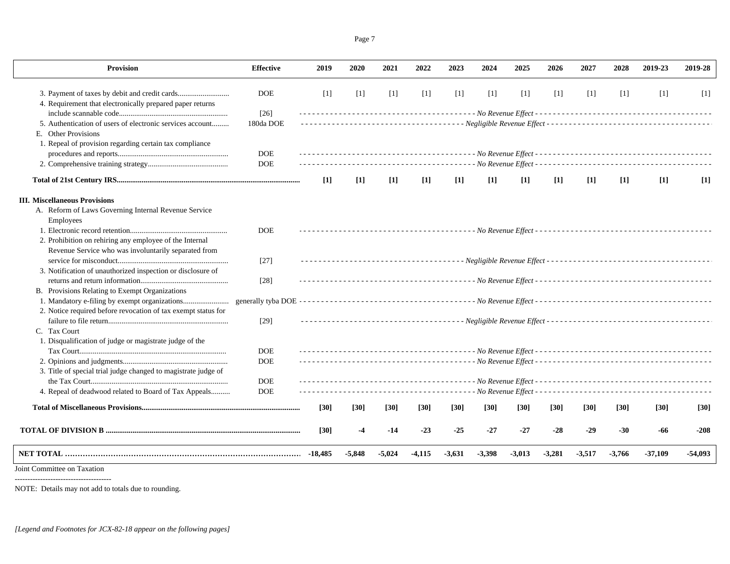| Provision | Effective | 2019 | 2020 | 2021 | 2022 | 2023 | 2024 | 2025 | 2026 | 2027 | 2028 | 2019-23 | 2019-28 |
|---|---|---|---|---|---|---|---|---|---|---|---|---|---|
| 3. Payment of taxes by debit and credit cards | DOE | [1] | [1] | [1] | [1] | [1] | [1] | [1] | [1] | [1] | [1] | [1] | [1] |
| 4. Requirement that electronically prepared paper returns include scannable code | [26] | | | | | | *No Revenue Effect* | | | | | | |
| 5. Authentication of users of electronic services account | 180da DOE | | | | | | *Negligible Revenue Effect* | | | | | | |
| E. Other Provisions | | | | | | | | | | | | | |
| 1. Repeal of provision regarding certain tax compliance procedures and reports | DOE | | | | | | *No Revenue Effect* | | | | | | |
| 2. Comprehensive training strategy | DOE | | | | | | *No Revenue Effect* | | | | | | |
| **Total of 21st Century IRS** | | **[1]** | **[1]** | **[1]** | **[1]** | **[1]** | **[1]** | **[1]** | **[1]** | **[1]** | **[1]** | **[1]** | **[1]** |
| **III. Miscellaneous Provisions** | | | | | | | | | | | | | |
| A. Reform of Laws Governing Internal Revenue Service Employees | | | | | | | | | | | | | |
| 1. Electronic record retention | DOE | | | | | | *No Revenue Effect* | | | | | | |
| 2. Prohibition on rehiring any employee of the Internal Revenue Service who was involuntarily separated from service for misconduct | [27] | | | | | | *Negligible Revenue Effect* | | | | | | |
| 3. Notification of unauthorized inspection or disclosure of returns and return information | [28] | | | | | | *No Revenue Effect* | | | | | | |
| B. Provisions Relating to Exempt Organizations | | | | | | | | | | | | | |
| 1. Mandatory e-filing by exempt organizations | generally tyba DOE | | | | | | *No Revenue Effect* | | | | | | |
| 2. Notice required before revocation of tax exempt status for failure to file return | [29] | | | | | | *Negligible Revenue Effect* | | | | | | |
| C. Tax Court | | | | | | | | | | | | | |
| 1. Disqualification of judge or magistrate judge of the Tax Court | DOE | | | | | | *No Revenue Effect* | | | | | | |
| 2. Opinions and judgments | DOE | | | | | | *No Revenue Effect* | | | | | | |
| 3. Title of special trial judge changed to magistrate judge of the Tax Court | DOE | | | | | | *No Revenue Effect* | | | | | | |
| 4. Repeal of deadwood related to Board of Tax Appeals | DOE | | | | | | *No Revenue Effect* | | | | | | |
| **Total of Miscellaneous Provisions** | | **[30]** | **[30]** | **[30]** | **[30]** | **[30]** | **[30]** | **[30]** | **[30]** | **[30]** | **[30]** | **[30]** | **[30]** |
| **TOTAL OF DIVISION B** | | **[30]** | **-4** | **-14** | **-23** | **-25** | **-27** | **-27** | **-28** | **-29** | **-30** | **-66** | **-208** |
| **NET TOTAL** | | **-18,485** | **-5,848** | **-5,024** | **-4,115** | **-3,631** | **-3,398** | **-3,013** | **-3,281** | **-3,517** | **-3,766** | **-37,109** | **-54,093** |

Joint Committee on Taxation

NOTE: Details may not add to totals due to rounding.

*[Legend and Footnotes for JCX-82-18 appear on the following pages]*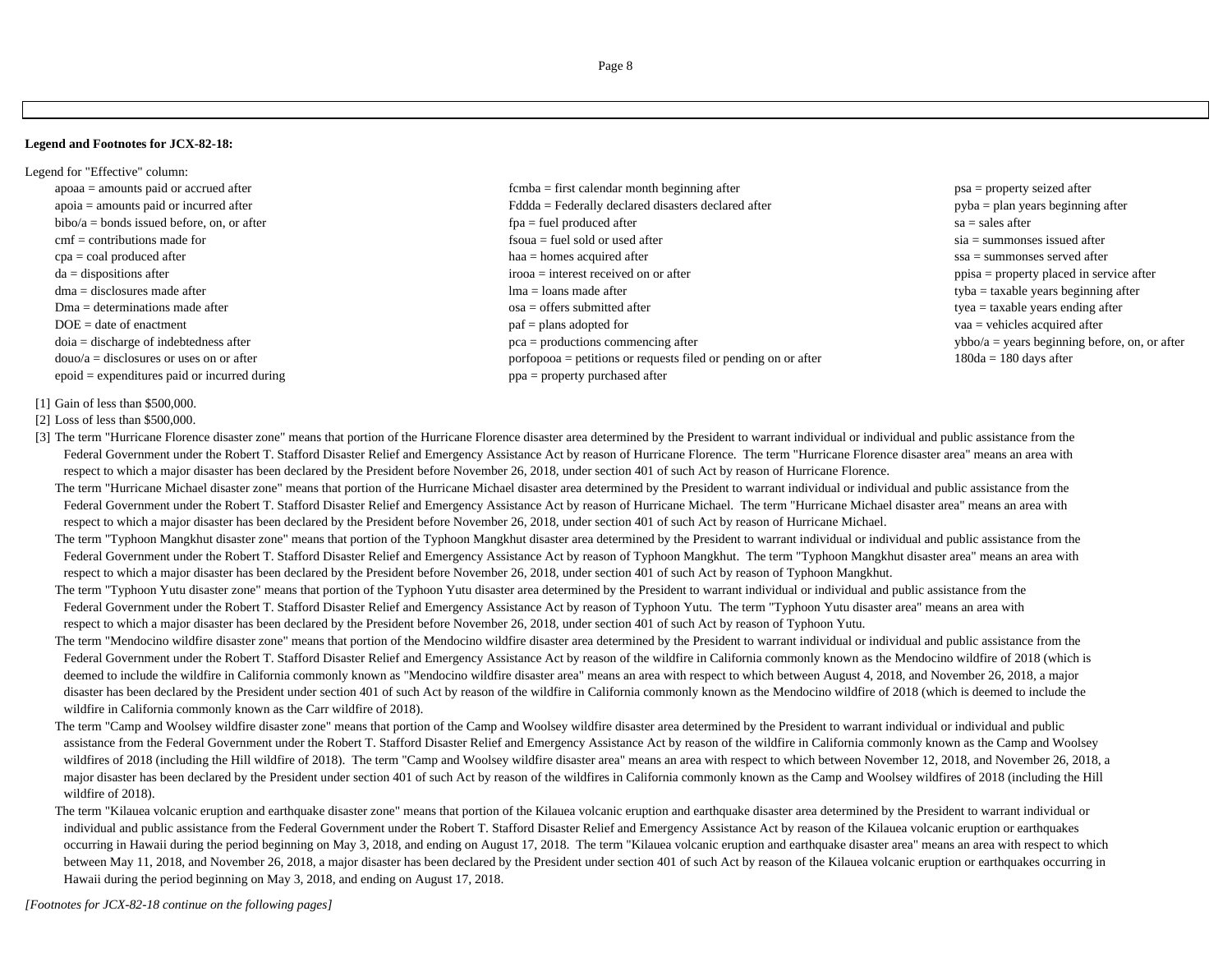**Legend and Footnotes for JCX-82-18:**

Legend for "Effective" column:

- apoaa = amounts paid or accrued after
- apoia = amounts paid or incurred after
- bibo/a = bonds issued before, on, or after
- cmf = contributions made for
- cpa = coal produced after
- da = dispositions after
- dma = disclosures made after
- Dma = determinations made after
- DOE = date of enactment
- doia = discharge of indebtedness after
- douo/a = disclosures or uses on or after
- epoid = expenditures paid or incurred during
- fcmba = first calendar month beginning after
- Fddda = Federally declared disasters declared after
- fpa = fuel produced after
- fsoua = fuel sold or used after
- haa = homes acquired after
- irooa = interest received on or after
- lma = loans made after
- osa = offers submitted after
- paf = plans adopted for
- pca = productions commencing after
- porfopooa = petitions or requests filed or pending on or after
- ppa = property purchased after
- psa = property seized after
- pyba = plan years beginning after
- sa = sales after
- sia = summonses issued after
- ssa = summonses served after
- ppisa = property placed in service after
- tyba = taxable years beginning after
- tyea = taxable years ending after
- vaa = vehicles acquired after
- ybbo/a = years beginning before, on, or after
- 180da = 180 days after

[1] Gain of less than $500,000.

[2] Loss of less than $500,000.

[3] The term "Hurricane Florence disaster zone" means that portion of the Hurricane Florence disaster area determined by the President to warrant individual or individual and public assistance from the Federal Government under the Robert T. Stafford Disaster Relief and Emergency Assistance Act by reason of Hurricane Florence. The term "Hurricane Florence disaster area" means an area with respect to which a major disaster has been declared by the President before November 26, 2018, under section 401 of such Act by reason of Hurricane Florence.

The term "Hurricane Michael disaster zone" means that portion of the Hurricane Michael disaster area determined by the President to warrant individual or individual and public assistance from the Federal Government under the Robert T. Stafford Disaster Relief and Emergency Assistance Act by reason of Hurricane Michael. The term "Hurricane Michael disaster area" means an area with respect to which a major disaster has been declared by the President before November 26, 2018, under section 401 of such Act by reason of Hurricane Michael.

The term "Typhoon Mangkhut disaster zone" means that portion of the Typhoon Mangkhut disaster area determined by the President to warrant individual or individual and public assistance from the Federal Government under the Robert T. Stafford Disaster Relief and Emergency Assistance Act by reason of Typhoon Mangkhut. The term "Typhoon Mangkhut disaster area" means an area with respect to which a major disaster has been declared by the President before November 26, 2018, under section 401 of such Act by reason of Typhoon Mangkhut.

The term "Typhoon Yutu disaster zone" means that portion of the Typhoon Yutu disaster area determined by the President to warrant individual or individual and public assistance from the Federal Government under the Robert T. Stafford Disaster Relief and Emergency Assistance Act by reason of Typhoon Yutu. The term "Typhoon Yutu disaster area" means an area with respect to which a major disaster has been declared by the President before November 26, 2018, under section 401 of such Act by reason of Typhoon Yutu.

The term "Mendocino wildfire disaster zone" means that portion of the Mendocino wildfire disaster area determined by the President to warrant individual or individual and public assistance from the Federal Government under the Robert T. Stafford Disaster Relief and Emergency Assistance Act by reason of the wildfire in California commonly known as the Mendocino wildfire of 2018 (which is deemed to include the wildfire in California commonly known as "Mendocino wildfire disaster area" means an area with respect to which between August 4, 2018, and November 26, 2018, a major disaster has been declared by the President under section 401 of such Act by reason of the wildfire in California commonly known as the Mendocino wildfire of 2018 (which is deemed to include the wildfire in California commonly known as the Carr wildfire of 2018).

The term "Camp and Woolsey wildfire disaster zone" means that portion of the Camp and Woolsey wildfire disaster area determined by the President to warrant individual or individual and public assistance from the Federal Government under the Robert T. Stafford Disaster Relief and Emergency Assistance Act by reason of the wildfire in California commonly known as the Camp and Woolsey wildfires of 2018 (including the Hill wildfire of 2018). The term "Camp and Woolsey wildfire disaster area" means an area with respect to which between November 12, 2018, and November 26, 2018, a major disaster has been declared by the President under section 401 of such Act by reason of the wildfires in California commonly known as the Camp and Woolsey wildfires of 2018 (including the Hill wildfire of 2018).

The term "Kilauea volcanic eruption and earthquake disaster zone" means that portion of the Kilauea volcanic eruption and earthquake disaster area determined by the President to warrant individual or individual and public assistance from the Federal Government under the Robert T. Stafford Disaster Relief and Emergency Assistance Act by reason of the Kilauea volcanic eruption or earthquakes occurring in Hawaii during the period beginning on May 3, 2018, and ending on August 17, 2018. The term "Kilauea volcanic eruption and earthquake disaster area" means an area with respect to which between May 11, 2018, and November 26, 2018, a major disaster has been declared by the President under section 401 of such Act by reason of the Kilauea volcanic eruption or earthquakes occurring in Hawaii during the period beginning on May 3, 2018, and ending on August 17, 2018.

*[Footnotes for JCX-82-18 continue on the following pages]*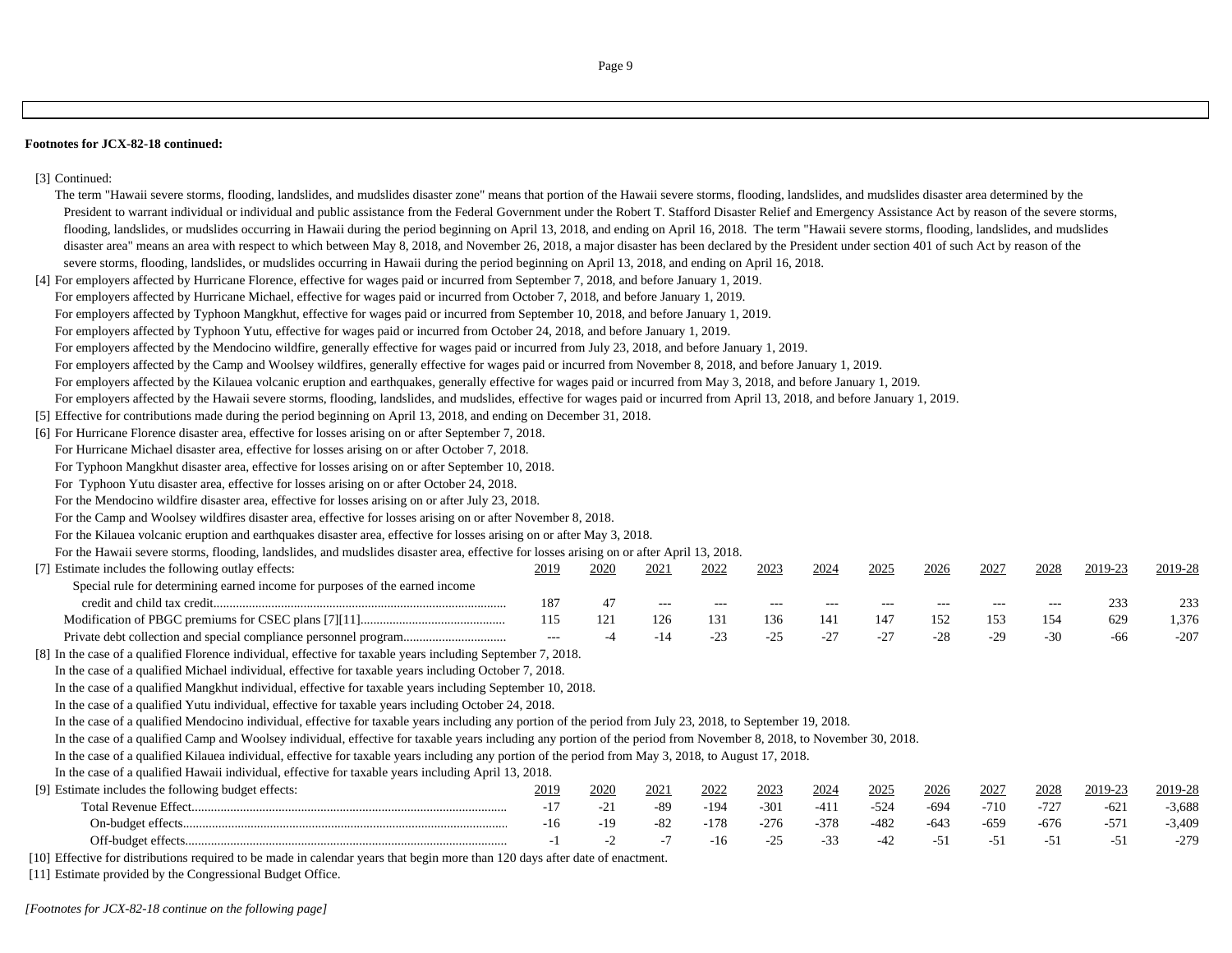**Footnotes for JCX-82-18 continued:**

[3] Continued:

The term "Hawaii severe storms, flooding, landslides, and mudslides disaster zone" means that portion of the Hawaii severe storms, flooding, landslides, and mudslides disaster area determined by the President to warrant individual or individual and public assistance from the Federal Government under the Robert T. Stafford Disaster Relief and Emergency Assistance Act by reason of the severe storms, flooding, landslides, or mudslides occurring in Hawaii during the period beginning on April 13, 2018, and ending on April 16, 2018. The term "Hawaii severe storms, flooding, landslides, and mudslides disaster area" means an area with respect to which between May 8, 2018, and November 26, 2018, a major disaster has been declared by the President under section 401 of such Act by reason of the severe storms, flooding, landslides, or mudslides occurring in Hawaii during the period beginning on April 13, 2018, and ending on April 16, 2018.

[4] For employers affected by Hurricane Florence, effective for wages paid or incurred from September 7, 2018, and before January 1, 2019.

For employers affected by Hurricane Michael, effective for wages paid or incurred from October 7, 2018, and before January 1, 2019.

For employers affected by Typhoon Mangkhut, effective for wages paid or incurred from September 10, 2018, and before January 1, 2019.

For employers affected by Typhoon Yutu, effective for wages paid or incurred from October 24, 2018, and before January 1, 2019.

For employers affected by the Mendocino wildfire, generally effective for wages paid or incurred from July 23, 2018, and before January 1, 2019.

For employers affected by the Camp and Woolsey wildfires, generally effective for wages paid or incurred from November 8, 2018, and before January 1, 2019.

For employers affected by the Kilauea volcanic eruption and earthquakes, generally effective for wages paid or incurred from May 3, 2018, and before January 1, 2019.

For employers affected by the Hawaii severe storms, flooding, landslides, and mudslides, effective for wages paid or incurred from April 13, 2018, and before January 1, 2019.

[5] Effective for contributions made during the period beginning on April 13, 2018, and ending on December 31, 2018.

[6] For Hurricane Florence disaster area, effective for losses arising on or after September 7, 2018.

For Hurricane Michael disaster area, effective for losses arising on or after October 7, 2018.

For Typhoon Mangkhut disaster area, effective for losses arising on or after September 10, 2018.

For Typhoon Yutu disaster area, effective for losses arising on or after October 24, 2018.

For the Mendocino wildfire disaster area, effective for losses arising on or after July 23, 2018.

For the Camp and Woolsey wildfires disaster area, effective for losses arising on or after November 8, 2018.

For the Kilauea volcanic eruption and earthquakes disaster area, effective for losses arising on or after May 3, 2018.

For the Hawaii severe storms, flooding, landslides, and mudslides disaster area, effective for losses arising on or after April 13, 2018.

[7] Estimate includes the following outlay effects:

| | 2019 | 2020 | 2021 | 2022 | 2023 | 2024 | 2025 | 2026 | 2027 | 2028 | 2019-23 | 2019-28 |
|---|---|---|---|---|---|---|---|---|---|---|---|---|
| Special rule for determining earned income for purposes of the earned income credit and child tax credit | 187 | 47 | --- | --- | --- | --- | --- | --- | --- | --- | 233 | 233 |
| Modification of PBGC premiums for CSEC plans [7][11] | 115 | 121 | 126 | 131 | 136 | 141 | 147 | 152 | 153 | 154 | 629 | 1,376 |
| Private debt collection and special compliance personnel program | --- | -4 | -14 | -23 | -25 | -27 | -27 | -28 | -29 | -30 | -66 | -207 |

[8] In the case of a qualified Florence individual, effective for taxable years including September 7, 2018.

In the case of a qualified Michael individual, effective for taxable years including October 7, 2018.

In the case of a qualified Mangkhut individual, effective for taxable years including September 10, 2018.

In the case of a qualified Yutu individual, effective for taxable years including October 24, 2018.

In the case of a qualified Mendocino individual, effective for taxable years including any portion of the period from July 23, 2018, to September 19, 2018.

In the case of a qualified Camp and Woolsey individual, effective for taxable years including any portion of the period from November 8, 2018, to November 30, 2018.

In the case of a qualified Kilauea individual, effective for taxable years including any portion of the period from May 3, 2018, to August 17, 2018.

In the case of a qualified Hawaii individual, effective for taxable years including April 13, 2018.

[9] Estimate includes the following budget effects:

| | 2019 | 2020 | 2021 | 2022 | 2023 | 2024 | 2025 | 2026 | 2027 | 2028 | 2019-23 | 2019-28 |
|---|---|---|---|---|---|---|---|---|---|---|---|---|
| Total Revenue Effect | -17 | -21 | -89 | -194 | -301 | -411 | -524 | -694 | -710 | -727 | -621 | -3,688 |
| On-budget effects | -16 | -19 | -82 | -178 | -276 | -378 | -482 | -643 | -659 | -676 | -571 | -3,409 |
| Off-budget effects | -1 | -2 | -7 | -16 | -25 | -33 | -42 | -51 | -51 | -51 | -51 | -279 |

[10] Effective for distributions required to be made in calendar years that begin more than 120 days after date of enactment.

[11] Estimate provided by the Congressional Budget Office.

*[Footnotes for JCX-82-18 continue on the following page]*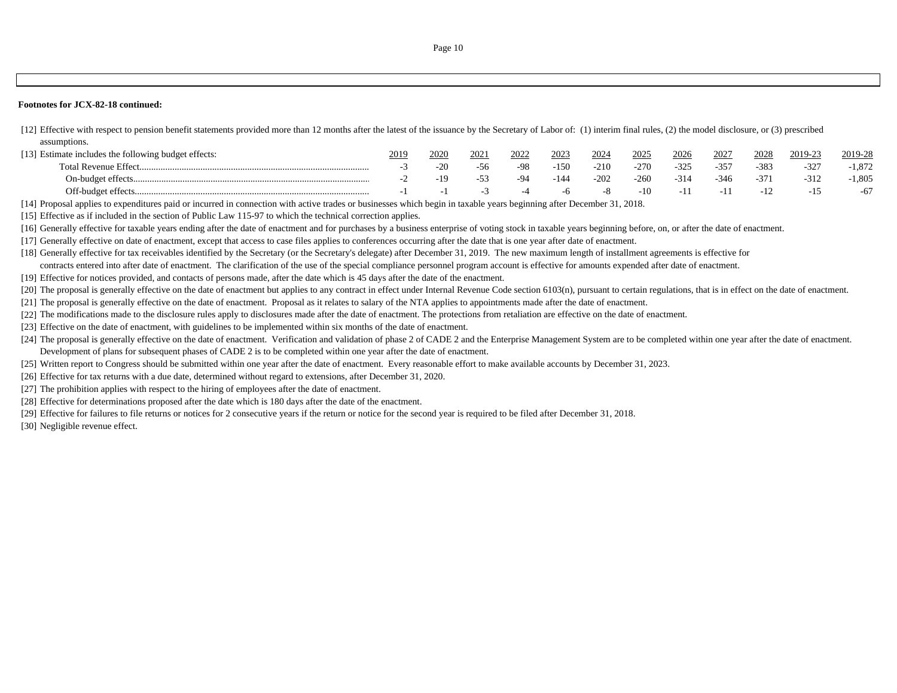**Footnotes for JCX-82-18 continued:**

[12] Effective with respect to pension benefit statements provided more than 12 months after the latest of the issuance by the Secretary of Labor of: (1) interim final rules, (2) the model disclosure, or (3) prescribed assumptions.

[13] Estimate includes the following budget effects:

| | 2019 | 2020 | 2021 | 2022 | 2023 | 2024 | 2025 | 2026 | 2027 | 2028 | 2019-23 | 2019-28 |
|---|---|---|---|---|---|---|---|---|---|---|---|---|
| Total Revenue Effect | -3 | -20 | -56 | -98 | -150 | -210 | -270 | -325 | -357 | -383 | -327 | -1,872 |
| On-budget effects | -2 | -19 | -53 | -94 | -144 | -202 | -260 | -314 | -346 | -371 | -312 | -1,805 |
| Off-budget effects | -1 | -1 | -3 | -4 | -6 | -8 | -10 | -11 | -11 | -12 | -15 | -67 |

[14] Proposal applies to expenditures paid or incurred in connection with active trades or businesses which begin in taxable years beginning after December 31, 2018.

[15] Effective as if included in the section of Public Law 115-97 to which the technical correction applies.

[16] Generally effective for taxable years ending after the date of enactment and for purchases by a business enterprise of voting stock in taxable years beginning before, on, or after the date of enactment.

[17] Generally effective on date of enactment, except that access to case files applies to conferences occurring after the date that is one year after date of enactment.

[18] Generally effective for tax receivables identified by the Secretary (or the Secretary's delegate) after December 31, 2019. The new maximum length of installment agreements is effective for contracts entered into after date of enactment. The clarification of the use of the special compliance personnel program account is effective for amounts expended after date of enactment.

[19] Effective for notices provided, and contacts of persons made, after the date which is 45 days after the date of the enactment.

[20] The proposal is generally effective on the date of enactment but applies to any contract in effect under Internal Revenue Code section 6103(n), pursuant to certain regulations, that is in effect on the date of enactment.

[21] The proposal is generally effective on the date of enactment. Proposal as it relates to salary of the NTA applies to appointments made after the date of enactment.

[22] The modifications made to the disclosure rules apply to disclosures made after the date of enactment. The protections from retaliation are effective on the date of enactment.

[23] Effective on the date of enactment, with guidelines to be implemented within six months of the date of enactment.

[24] The proposal is generally effective on the date of enactment. Verification and validation of phase 2 of CADE 2 and the Enterprise Management System are to be completed within one year after the date of enactment. Development of plans for subsequent phases of CADE 2 is to be completed within one year after the date of enactment.

[25] Written report to Congress should be submitted within one year after the date of enactment. Every reasonable effort to make available accounts by December 31, 2023.

[26] Effective for tax returns with a due date, determined without regard to extensions, after December 31, 2020.

[27] The prohibition applies with respect to the hiring of employees after the date of enactment.

[28] Effective for determinations proposed after the date which is 180 days after the date of the enactment.

[29] Effective for failures to file returns or notices for 2 consecutive years if the return or notice for the second year is required to be filed after December 31, 2018.

[30] Negligible revenue effect.